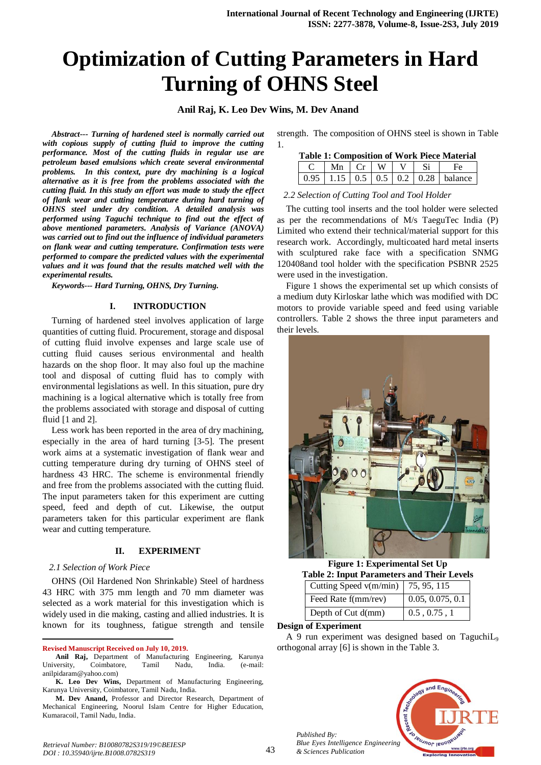# Optimization of Cutting Parameters in Hard Turning of OHNS Steel

**Anil Raj, K. Leo Dev Wins, M. Dev Anand**

***Abstract--- Turning of hardened steel is normally carried out with copious supply of cutting fluid to improve the cutting performance. Most of the cutting fluids in regular use are petroleum based emulsions which create several environmental problems. In this context, pure dry machining is a logical alternative as it is free from the problems associated with the cutting fluid. In this study an effort was made to study the effect of flank wear and cutting temperature during hard turning of OHNS steel under dry condition. A detailed analysis was performed using Taguchi technique to find out the effect of above mentioned parameters. Analysis of Variance (ANOVA) was carried out to find out the influence of individual parameters on flank wear and cutting temperature. Confirmation tests were performed to compare the predicted values with the experimental values and it was found that the results matched well with the experimental results.***

***Keywords--- Hard Turning, OHNS, Dry Turning.***

## I. INTRODUCTION

Turning of hardened steel involves application of large quantities of cutting fluid. Procurement, storage and disposal of cutting fluid involve expenses and large scale use of cutting fluid causes serious environmental and health hazards on the shop floor. It may also foul up the machine tool and disposal of cutting fluid has to comply with environmental legislations as well. In this situation, pure dry machining is a logical alternative which is totally free from the problems associated with storage and disposal of cutting fluid [1 and 2].

Less work has been reported in the area of dry machining, especially in the area of hard turning [3-5]. The present work aims at a systematic investigation of flank wear and cutting temperature during dry turning of OHNS steel of hardness 43 HRC. The scheme is environmental friendly and free from the problems associated with the cutting fluid. The input parameters taken for this experiment are cutting speed, feed and depth of cut. Likewise, the output parameters taken for this particular experiment are flank wear and cutting temperature.

## II. EXPERIMENT

### *2.1 Selection of Work Piece*

OHNS (Oil Hardened Non Shrinkable) Steel of hardness 43 HRC with 375 mm length and 70 mm diameter was selected as a work material for this investigation which is widely used in die making, casting and allied industries. It is known for its toughness, fatigue strength and tensile strength. The composition of OHNS steel is shown in Table 1.

**Table 1: Composition of Work Piece Material**

| C | Mn | Cr | W | V | Si | Fe |
|---|---|---|---|---|---|---|
| 0.95 | 1.15 | 0.5 | 0.5 | 0.2 | 0.28 | balance |

### *2.2 Selection of Cutting Tool and Tool Holder*

The cutting tool inserts and the tool holder were selected as per the recommendations of M/s TaeguTec India (P) Limited who extend their technical/material support for this research work. Accordingly, multicoated hard metal inserts with sculptured rake face with a specification SNMG 120408and tool holder with the specification PSBNR 2525 were used in the investigation.

Figure 1 shows the experimental set up which consists of a medium duty Kirloskar lathe which was modified with DC motors to provide variable speed and feed using variable controllers. Table 2 shows the three input parameters and their levels.

**Figure 1: Experimental Set Up**

**Table 2: Input Parameters and Their Levels**

| Parameter | Levels |
|---|---|
| Cutting Speed v(m/min) | 75, 95, 115 |
| Feed Rate f(mm/rev) | 0.05, 0.075, 0.1 |
| Depth of Cut d(mm) | 0.5 , 0.75 , 1 |

**Design of Experiment**

A 9 run experiment was designed based on Taguchi$L_9$ orthogonal array [6] is shown in the Table 3.

---

**Revised Manuscript Received on July 10, 2019.**

**Anil Raj,** Department of Manufacturing Engineering, Karunya University, Coimbatore, Tamil Nadu, India. (e-mail: anilpidaram@yahoo.com)

**K. Leo Dev Wins,** Department of Manufacturing Engineering, Karunya University, Coimbatore, Tamil Nadu, India.

**M. Dev Anand,** Professor and Director Research, Department of Mechanical Engineering, Noorul Islam Centre for Higher Education, Kumaracoil, Tamil Nadu, India.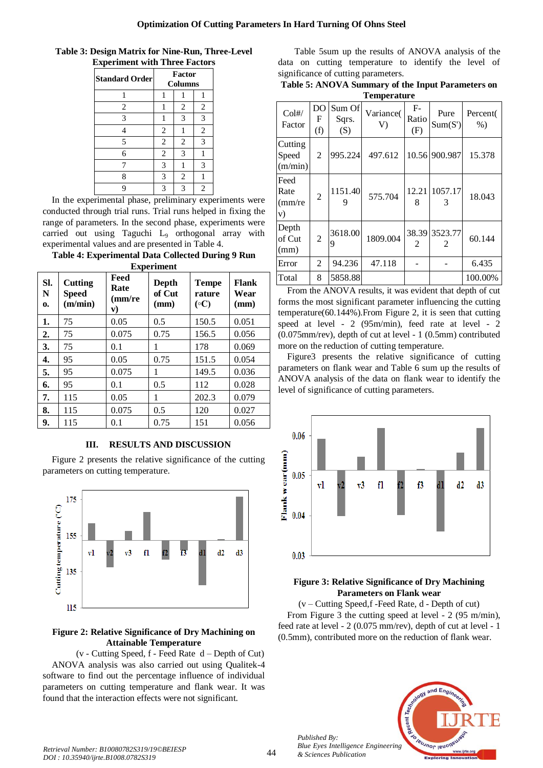**Table 3: Design Matrix for Nine-Run, Three-Level Experiment with Three Factors**

| Standard Order | Factor Columns | | |
|---|---|---|---|
| 1 | 1 | 1 | 1 |
| 2 | 1 | 2 | 2 |
| 3 | 1 | 3 | 3 |
| 4 | 2 | 1 | 2 |
| 5 | 2 | 2 | 3 |
| 6 | 2 | 3 | 1 |
| 7 | 3 | 1 | 3 |
| 8 | 3 | 2 | 1 |
| 9 | 3 | 3 | 2 |

In the experimental phase, preliminary experiments were conducted through trial runs. Trial runs helped in fixing the range of parameters. In the second phase, experiments were carried out using Taguchi $L_9$ orthogonal array with experimental values and are presented in Table 4.

**Table 4: Experimental Data Collected During 9 Run Experiment**

| Sl. No. | Cutting Speed (m/min) | Feed Rate (mm/rev) | Depth of Cut (mm) | Temperature (◦C) | Flank Wear (mm) |
|---|---|---|---|---|---|
| **1.** | 75 | 0.05 | 0.5 | 150.5 | 0.051 |
| **2.** | 75 | 0.075 | 0.75 | 156.5 | 0.056 |
| **3.** | 75 | 0.1 | 1 | 178 | 0.069 |
| **4.** | 95 | 0.05 | 0.75 | 151.5 | 0.054 |
| **5.** | 95 | 0.075 | 1 | 149.5 | 0.036 |
| **6.** | 95 | 0.1 | 0.5 | 112 | 0.028 |
| **7.** | 115 | 0.05 | 1 | 202.3 | 0.079 |
| **8.** | 115 | 0.075 | 0.5 | 120 | 0.027 |
| **9.** | 115 | 0.1 | 0.75 | 151 | 0.056 |

## III. RESULTS AND DISCUSSION

Figure 2 presents the relative significance of the cutting parameters on cutting temperature.

**Figure 2: Relative Significance of Dry Machining on Attainable Temperature**

(v - Cutting Speed, f - Feed Rate d – Depth of Cut)

ANOVA analysis was also carried out using Qualitek-4 software to find out the percentage influence of individual parameters on cutting temperature and flank wear. It was found that the interaction effects were not significant.

Table 5sum up the results of ANOVA analysis of the data on cutting temperature to identify the level of significance of cutting parameters.

**Table 5: ANOVA Summary of the Input Parameters on Temperature**

| Col#/ Factor | DOF (f) | Sum Of Sqrs. (S) | Variance( V) | F-Ratio (F) | Pure Sum(S') | Percent( %) |
|---|---|---|---|---|---|---|
| Cutting Speed (m/min) | 2 | 995.224 | 497.612 | 10.56 | 900.987 | 15.378 |
| Feed Rate (mm/rev) | 2 | 1151.409 | 575.704 | 12.218 | 1057.173 | 18.043 |
| Depth of Cut (mm) | 2 | 3618.009 | 1809.004 | 38.392 | 3523.772 | 60.144 |
| Error | 2 | 94.236 | 47.118 | - | - | 6.435 |
| Total | 8 | 5858.88 | | | | 100.00% |

From the ANOVA results, it was evident that depth of cut forms the most significant parameter influencing the cutting temperature(60.144%).From Figure 2, it is seen that cutting speed at level - 2 (95m/min), feed rate at level - 2 (0.075mm/rev), depth of cut at level - 1 (0.5mm) contributed more on the reduction of cutting temperature.

Figure3 presents the relative significance of cutting parameters on flank wear and Table 6 sum up the results of ANOVA analysis of the data on flank wear to identify the level of significance of cutting parameters.

**Figure 3: Relative Significance of Dry Machining Parameters on Flank wear**

(v – Cutting Speed,f -Feed Rate, d - Depth of cut)

From Figure 3 the cutting speed at level - 2 (95 m/min), feed rate at level - 2 (0.075 mm/rev), depth of cut at level - 1 (0.5mm), contributed more on the reduction of flank wear.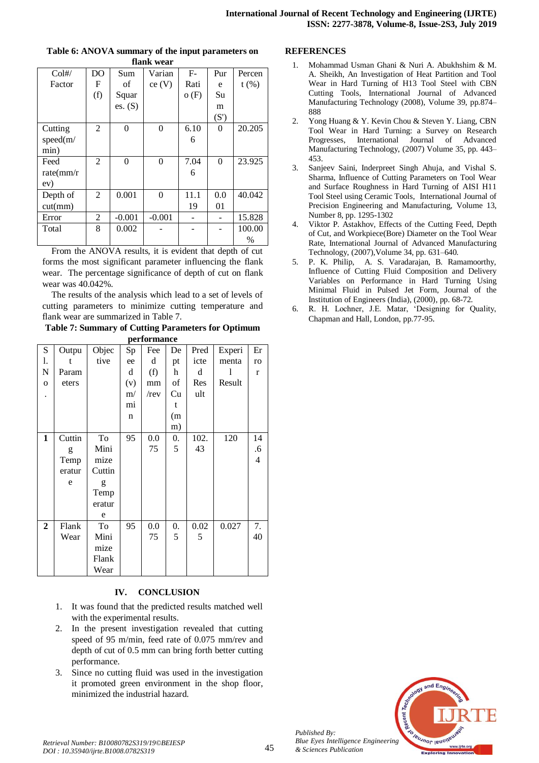**Table 6: ANOVA summary of the input parameters on flank wear**

| Col#/ Factor | DOF (f) | Sum of Squares. (S) | Variance (V) | F-Ratio (F) | Pure Sum (S') | Percent (%) |
|---|---|---|---|---|---|---|
| Cutting speed(m/min) | 2 | 0 | 0 | 6.106 | 0 | 20.205 |
| Feed rate(mm/rev) | 2 | 0 | 0 | 7.046 | 0 | 23.925 |
| Depth of cut(mm) | 2 | 0.001 | 0 | 11.119 | 0.001 | 40.042 |
| Error | 2 | -0.001 | -0.001 | - | - | 15.828 |
| Total | 8 | 0.002 | - | - | - | 100.00 % |

From the ANOVA results, it is evident that depth of cut forms the most significant parameter influencing the flank wear. The percentage significance of depth of cut on flank wear was 40.042%.

The results of the analysis which lead to a set of levels of cutting parameters to minimize cutting temperature and flank wear are summarized in Table 7.

**Table 7: Summary of Cutting Parameters for Optimum performance**

| Sl. No. | Output Parameters | Objective | Speed (v) m/min | Feed (f) mm/rev | Depth of Cut (mm) | Predicted Result | Experimental Result | Error |
|---|---|---|---|---|---|---|---|---|
| **1** | Cutting Temperature | To Minimize Cutting Temperature | 95 | 0.075 | 0.5 | 102.43 | 120 | 14.64 |
| **2** | Flank Wear | To Minimize Flank Wear | 95 | 0.075 | 0.5 | 0.025 | 0.027 | 7.40 |

## IV. CONCLUSION

1. It was found that the predicted results matched well with the experimental results.
2. In the present investigation revealed that cutting speed of 95 m/min, feed rate of 0.075 mm/rev and depth of cut of 0.5 mm can bring forth better cutting performance.
3. Since no cutting fluid was used in the investigation it promoted green environment in the shop floor, minimized the industrial hazard.

## REFERENCES

1. Mohammad Usman Ghani & Nuri A. Abukhshim & M. A. Sheikh, An Investigation of Heat Partition and Tool Wear in Hard Turning of H13 Tool Steel with CBN Cutting Tools, International Journal of Advanced Manufacturing Technology (2008), Volume 39, pp.874–888
2. Yong Huang & Y. Kevin Chou & Steven Y. Liang, CBN Tool Wear in Hard Turning: a Survey on Research Progresses, International Journal of Advanced Manufacturing Technology, (2007) Volume 35, pp. 443–453.
3. Sanjeev Saini, Inderpreet Singh Ahuja, and Vishal S. Sharma, Influence of Cutting Parameters on Tool Wear and Surface Roughness in Hard Turning of AISI H11 Tool Steel using Ceramic Tools, International Journal of Precision Engineering and Manufacturing, Volume 13, Number 8, pp. 1295-1302
4. Viktor P. Astakhov, Effects of the Cutting Feed, Depth of Cut, and Workpiece(Bore) Diameter on the Tool Wear Rate, International Journal of Advanced Manufacturing Technology, (2007),Volume 34, pp. 631–640.
5. P. K. Philip, A. S. Varadarajan, B. Ramamoorthy, Influence of Cutting Fluid Composition and Delivery Variables on Performance in Hard Turning Using Minimal Fluid in Pulsed Jet Form, Journal of the Institution of Engineers (India), (2000), pp. 68-72.
6. R. H. Lochner, J.E. Matar, 'Designing for Quality, Chapman and Hall, London, pp.77-95.